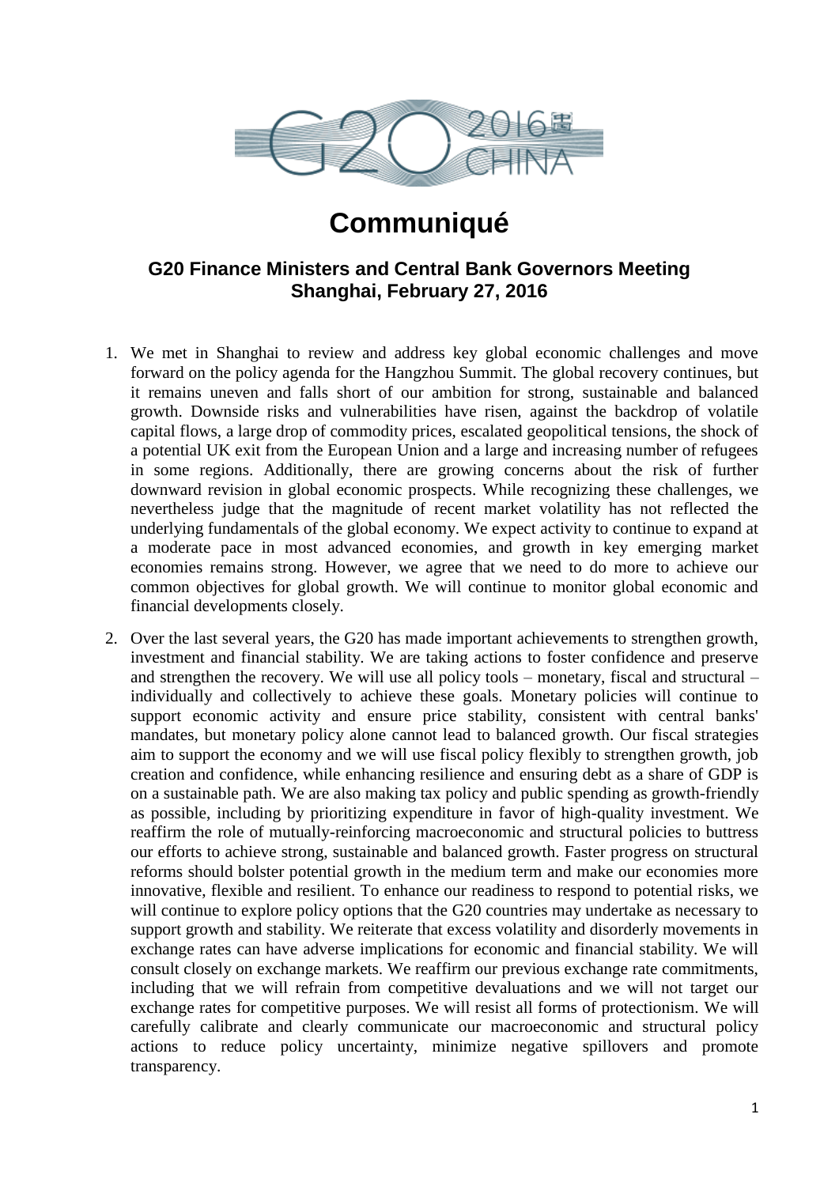# Communiqué

## G20 Finance Ministers and Central Bank Governors Meeting
## Shanghai, February 27, 2016

1. We met in Shanghai to review and address key global economic challenges and move forward on the policy agenda for the Hangzhou Summit. The global recovery continues, but it remains uneven and falls short of our ambition for strong, sustainable and balanced growth. Downside risks and vulnerabilities have risen, against the backdrop of volatile capital flows, a large drop of commodity prices, escalated geopolitical tensions, the shock of a potential UK exit from the European Union and a large and increasing number of refugees in some regions. Additionally, there are growing concerns about the risk of further downward revision in global economic prospects. While recognizing these challenges, we nevertheless judge that the magnitude of recent market volatility has not reflected the underlying fundamentals of the global economy. We expect activity to continue to expand at a moderate pace in most advanced economies, and growth in key emerging market economies remains strong. However, we agree that we need to do more to achieve our common objectives for global growth. We will continue to monitor global economic and financial developments closely.

2. Over the last several years, the G20 has made important achievements to strengthen growth, investment and financial stability. We are taking actions to foster confidence and preserve and strengthen the recovery. We will use all policy tools – monetary, fiscal and structural – individually and collectively to achieve these goals. Monetary policies will continue to support economic activity and ensure price stability, consistent with central banks' mandates, but monetary policy alone cannot lead to balanced growth. Our fiscal strategies aim to support the economy and we will use fiscal policy flexibly to strengthen growth, job creation and confidence, while enhancing resilience and ensuring debt as a share of GDP is on a sustainable path. We are also making tax policy and public spending as growth-friendly as possible, including by prioritizing expenditure in favor of high-quality investment. We reaffirm the role of mutually-reinforcing macroeconomic and structural policies to buttress our efforts to achieve strong, sustainable and balanced growth. Faster progress on structural reforms should bolster potential growth in the medium term and make our economies more innovative, flexible and resilient. To enhance our readiness to respond to potential risks, we will continue to explore policy options that the G20 countries may undertake as necessary to support growth and stability. We reiterate that excess volatility and disorderly movements in exchange rates can have adverse implications for economic and financial stability. We will consult closely on exchange markets. We reaffirm our previous exchange rate commitments, including that we will refrain from competitive devaluations and we will not target our exchange rates for competitive purposes. We will resist all forms of protectionism. We will carefully calibrate and clearly communicate our macroeconomic and structural policy actions to reduce policy uncertainty, minimize negative spillovers and promote transparency.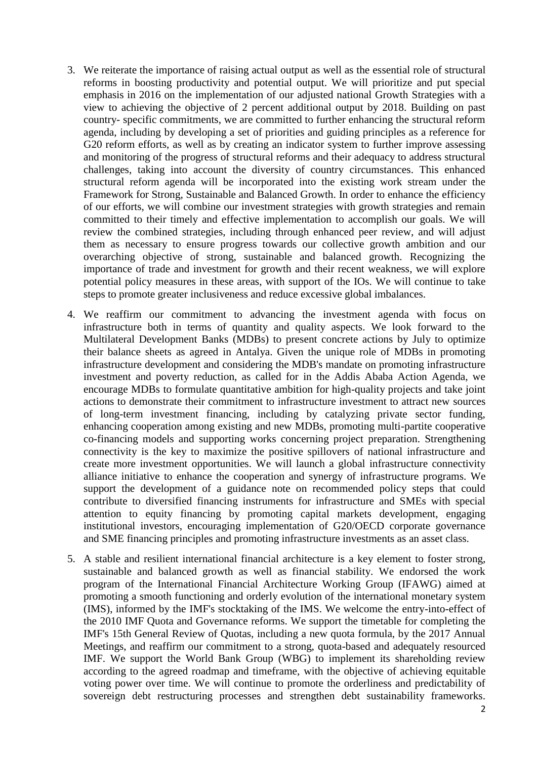3. We reiterate the importance of raising actual output as well as the essential role of structural reforms in boosting productivity and potential output. We will prioritize and put special emphasis in 2016 on the implementation of our adjusted national Growth Strategies with a view to achieving the objective of 2 percent additional output by 2018. Building on past country- specific commitments, we are committed to further enhancing the structural reform agenda, including by developing a set of priorities and guiding principles as a reference for G20 reform efforts, as well as by creating an indicator system to further improve assessing and monitoring of the progress of structural reforms and their adequacy to address structural challenges, taking into account the diversity of country circumstances. This enhanced structural reform agenda will be incorporated into the existing work stream under the Framework for Strong, Sustainable and Balanced Growth. In order to enhance the efficiency of our efforts, we will combine our investment strategies with growth strategies and remain committed to their timely and effective implementation to accomplish our goals. We will review the combined strategies, including through enhanced peer review, and will adjust them as necessary to ensure progress towards our collective growth ambition and our overarching objective of strong, sustainable and balanced growth. Recognizing the importance of trade and investment for growth and their recent weakness, we will explore potential policy measures in these areas, with support of the IOs. We will continue to take steps to promote greater inclusiveness and reduce excessive global imbalances.

4. We reaffirm our commitment to advancing the investment agenda with focus on infrastructure both in terms of quantity and quality aspects. We look forward to the Multilateral Development Banks (MDBs) to present concrete actions by July to optimize their balance sheets as agreed in Antalya. Given the unique role of MDBs in promoting infrastructure development and considering the MDB's mandate on promoting infrastructure investment and poverty reduction, as called for in the Addis Ababa Action Agenda, we encourage MDBs to formulate quantitative ambition for high-quality projects and take joint actions to demonstrate their commitment to infrastructure investment to attract new sources of long-term investment financing, including by catalyzing private sector funding, enhancing cooperation among existing and new MDBs, promoting multi-partite cooperative co-financing models and supporting works concerning project preparation. Strengthening connectivity is the key to maximize the positive spillovers of national infrastructure and create more investment opportunities. We will launch a global infrastructure connectivity alliance initiative to enhance the cooperation and synergy of infrastructure programs. We support the development of a guidance note on recommended policy steps that could contribute to diversified financing instruments for infrastructure and SMEs with special attention to equity financing by promoting capital markets development, engaging institutional investors, encouraging implementation of G20/OECD corporate governance and SME financing principles and promoting infrastructure investments as an asset class.

5. A stable and resilient international financial architecture is a key element to foster strong, sustainable and balanced growth as well as financial stability. We endorsed the work program of the International Financial Architecture Working Group (IFAWG) aimed at promoting a smooth functioning and orderly evolution of the international monetary system (IMS), informed by the IMF's stocktaking of the IMS. We welcome the entry-into-effect of the 2010 IMF Quota and Governance reforms. We support the timetable for completing the IMF's 15th General Review of Quotas, including a new quota formula, by the 2017 Annual Meetings, and reaffirm our commitment to a strong, quota-based and adequately resourced IMF. We support the World Bank Group (WBG) to implement its shareholding review according to the agreed roadmap and timeframe, with the objective of achieving equitable voting power over time. We will continue to promote the orderliness and predictability of sovereign debt restructuring processes and strengthen debt sustainability frameworks.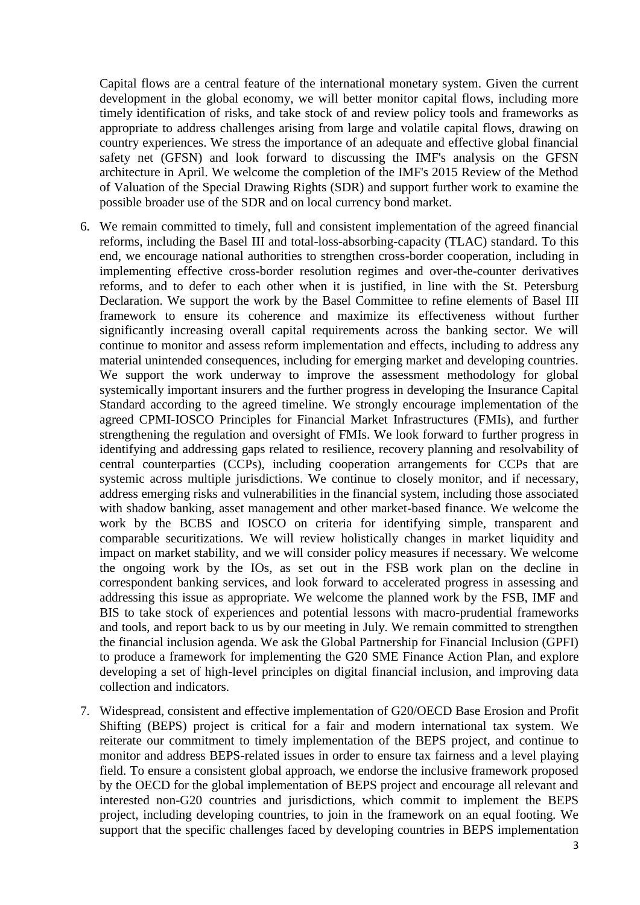Capital flows are a central feature of the international monetary system. Given the current development in the global economy, we will better monitor capital flows, including more timely identification of risks, and take stock of and review policy tools and frameworks as appropriate to address challenges arising from large and volatile capital flows, drawing on country experiences. We stress the importance of an adequate and effective global financial safety net (GFSN) and look forward to discussing the IMF's analysis on the GFSN architecture in April. We welcome the completion of the IMF's 2015 Review of the Method of Valuation of the Special Drawing Rights (SDR) and support further work to examine the possible broader use of the SDR and on local currency bond market.

6. We remain committed to timely, full and consistent implementation of the agreed financial reforms, including the Basel III and total-loss-absorbing-capacity (TLAC) standard. To this end, we encourage national authorities to strengthen cross-border cooperation, including in implementing effective cross-border resolution regimes and over-the-counter derivatives reforms, and to defer to each other when it is justified, in line with the St. Petersburg Declaration. We support the work by the Basel Committee to refine elements of Basel III framework to ensure its coherence and maximize its effectiveness without further significantly increasing overall capital requirements across the banking sector. We will continue to monitor and assess reform implementation and effects, including to address any material unintended consequences, including for emerging market and developing countries. We support the work underway to improve the assessment methodology for global systemically important insurers and the further progress in developing the Insurance Capital Standard according to the agreed timeline. We strongly encourage implementation of the agreed CPMI-IOSCO Principles for Financial Market Infrastructures (FMIs), and further strengthening the regulation and oversight of FMIs. We look forward to further progress in identifying and addressing gaps related to resilience, recovery planning and resolvability of central counterparties (CCPs), including cooperation arrangements for CCPs that are systemic across multiple jurisdictions. We continue to closely monitor, and if necessary, address emerging risks and vulnerabilities in the financial system, including those associated with shadow banking, asset management and other market-based finance. We welcome the work by the BCBS and IOSCO on criteria for identifying simple, transparent and comparable securitizations. We will review holistically changes in market liquidity and impact on market stability, and we will consider policy measures if necessary. We welcome the ongoing work by the IOs, as set out in the FSB work plan on the decline in correspondent banking services, and look forward to accelerated progress in assessing and addressing this issue as appropriate. We welcome the planned work by the FSB, IMF and BIS to take stock of experiences and potential lessons with macro-prudential frameworks and tools, and report back to us by our meeting in July. We remain committed to strengthen the financial inclusion agenda. We ask the Global Partnership for Financial Inclusion (GPFI) to produce a framework for implementing the G20 SME Finance Action Plan, and explore developing a set of high-level principles on digital financial inclusion, and improving data collection and indicators.

7. Widespread, consistent and effective implementation of G20/OECD Base Erosion and Profit Shifting (BEPS) project is critical for a fair and modern international tax system. We reiterate our commitment to timely implementation of the BEPS project, and continue to monitor and address BEPS-related issues in order to ensure tax fairness and a level playing field. To ensure a consistent global approach, we endorse the inclusive framework proposed by the OECD for the global implementation of BEPS project and encourage all relevant and interested non-G20 countries and jurisdictions, which commit to implement the BEPS project, including developing countries, to join in the framework on an equal footing. We support that the specific challenges faced by developing countries in BEPS implementation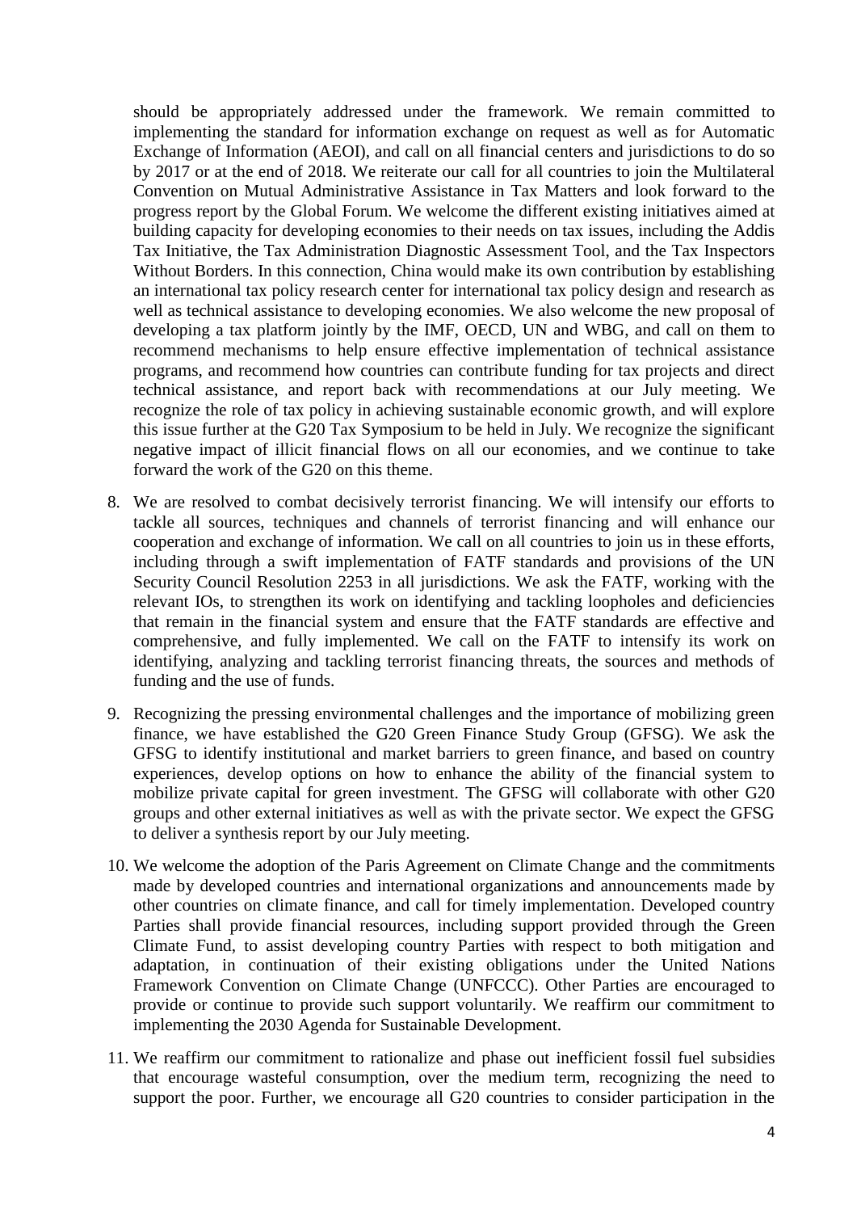should be appropriately addressed under the framework. We remain committed to implementing the standard for information exchange on request as well as for Automatic Exchange of Information (AEOI), and call on all financial centers and jurisdictions to do so by 2017 or at the end of 2018. We reiterate our call for all countries to join the Multilateral Convention on Mutual Administrative Assistance in Tax Matters and look forward to the progress report by the Global Forum. We welcome the different existing initiatives aimed at building capacity for developing economies to their needs on tax issues, including the Addis Tax Initiative, the Tax Administration Diagnostic Assessment Tool, and the Tax Inspectors Without Borders. In this connection, China would make its own contribution by establishing an international tax policy research center for international tax policy design and research as well as technical assistance to developing economies. We also welcome the new proposal of developing a tax platform jointly by the IMF, OECD, UN and WBG, and call on them to recommend mechanisms to help ensure effective implementation of technical assistance programs, and recommend how countries can contribute funding for tax projects and direct technical assistance, and report back with recommendations at our July meeting. We recognize the role of tax policy in achieving sustainable economic growth, and will explore this issue further at the G20 Tax Symposium to be held in July. We recognize the significant negative impact of illicit financial flows on all our economies, and we continue to take forward the work of the G20 on this theme.

8. We are resolved to combat decisively terrorist financing. We will intensify our efforts to tackle all sources, techniques and channels of terrorist financing and will enhance our cooperation and exchange of information. We call on all countries to join us in these efforts, including through a swift implementation of FATF standards and provisions of the UN Security Council Resolution 2253 in all jurisdictions. We ask the FATF, working with the relevant IOs, to strengthen its work on identifying and tackling loopholes and deficiencies that remain in the financial system and ensure that the FATF standards are effective and comprehensive, and fully implemented. We call on the FATF to intensify its work on identifying, analyzing and tackling terrorist financing threats, the sources and methods of funding and the use of funds.

9. Recognizing the pressing environmental challenges and the importance of mobilizing green finance, we have established the G20 Green Finance Study Group (GFSG). We ask the GFSG to identify institutional and market barriers to green finance, and based on country experiences, develop options on how to enhance the ability of the financial system to mobilize private capital for green investment. The GFSG will collaborate with other G20 groups and other external initiatives as well as with the private sector. We expect the GFSG to deliver a synthesis report by our July meeting.

10. We welcome the adoption of the Paris Agreement on Climate Change and the commitments made by developed countries and international organizations and announcements made by other countries on climate finance, and call for timely implementation. Developed country Parties shall provide financial resources, including support provided through the Green Climate Fund, to assist developing country Parties with respect to both mitigation and adaptation, in continuation of their existing obligations under the United Nations Framework Convention on Climate Change (UNFCCC). Other Parties are encouraged to provide or continue to provide such support voluntarily. We reaffirm our commitment to implementing the 2030 Agenda for Sustainable Development.

11. We reaffirm our commitment to rationalize and phase out inefficient fossil fuel subsidies that encourage wasteful consumption, over the medium term, recognizing the need to support the poor. Further, we encourage all G20 countries to consider participation in the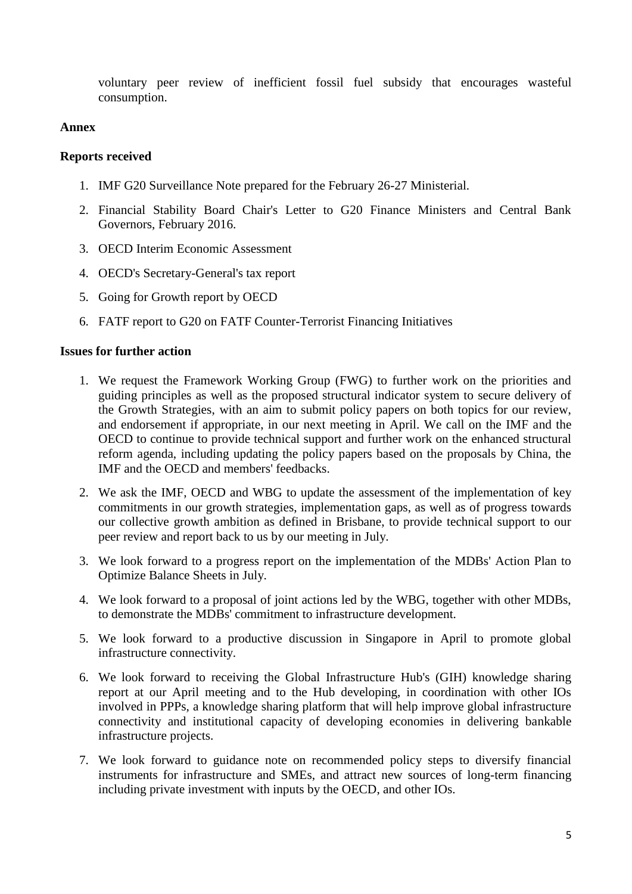voluntary peer review of inefficient fossil fuel subsidy that encourages wasteful consumption.

**Annex**

**Reports received**

1. IMF G20 Surveillance Note prepared for the February 26-27 Ministerial.
2. Financial Stability Board Chair's Letter to G20 Finance Ministers and Central Bank Governors, February 2016.
3. OECD Interim Economic Assessment
4. OECD's Secretary-General's tax report
5. Going for Growth report by OECD
6. FATF report to G20 on FATF Counter-Terrorist Financing Initiatives

**Issues for further action**

1. We request the Framework Working Group (FWG) to further work on the priorities and guiding principles as well as the proposed structural indicator system to secure delivery of the Growth Strategies, with an aim to submit policy papers on both topics for our review, and endorsement if appropriate, in our next meeting in April. We call on the IMF and the OECD to continue to provide technical support and further work on the enhanced structural reform agenda, including updating the policy papers based on the proposals by China, the IMF and the OECD and members' feedbacks.
2. We ask the IMF, OECD and WBG to update the assessment of the implementation of key commitments in our growth strategies, implementation gaps, as well as of progress towards our collective growth ambition as defined in Brisbane, to provide technical support to our peer review and report back to us by our meeting in July.
3. We look forward to a progress report on the implementation of the MDBs' Action Plan to Optimize Balance Sheets in July.
4. We look forward to a proposal of joint actions led by the WBG, together with other MDBs, to demonstrate the MDBs' commitment to infrastructure development.
5. We look forward to a productive discussion in Singapore in April to promote global infrastructure connectivity.
6. We look forward to receiving the Global Infrastructure Hub's (GIH) knowledge sharing report at our April meeting and to the Hub developing, in coordination with other IOs involved in PPPs, a knowledge sharing platform that will help improve global infrastructure connectivity and institutional capacity of developing economies in delivering bankable infrastructure projects.
7. We look forward to guidance note on recommended policy steps to diversify financial instruments for infrastructure and SMEs, and attract new sources of long-term financing including private investment with inputs by the OECD, and other IOs.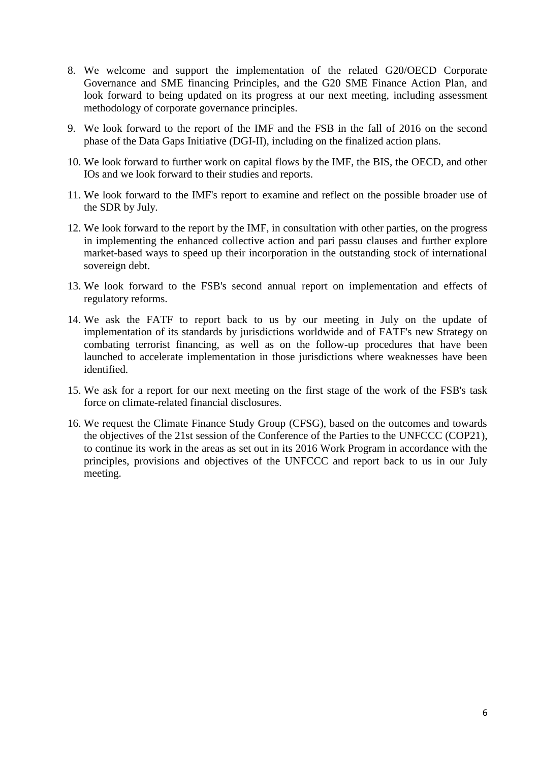8. We welcome and support the implementation of the related G20/OECD Corporate Governance and SME financing Principles, and the G20 SME Finance Action Plan, and look forward to being updated on its progress at our next meeting, including assessment methodology of corporate governance principles.

9. We look forward to the report of the IMF and the FSB in the fall of 2016 on the second phase of the Data Gaps Initiative (DGI-II), including on the finalized action plans.

10. We look forward to further work on capital flows by the IMF, the BIS, the OECD, and other IOs and we look forward to their studies and reports.

11. We look forward to the IMF's report to examine and reflect on the possible broader use of the SDR by July.

12. We look forward to the report by the IMF, in consultation with other parties, on the progress in implementing the enhanced collective action and pari passu clauses and further explore market-based ways to speed up their incorporation in the outstanding stock of international sovereign debt.

13. We look forward to the FSB's second annual report on implementation and effects of regulatory reforms.

14. We ask the FATF to report back to us by our meeting in July on the update of implementation of its standards by jurisdictions worldwide and of FATF's new Strategy on combating terrorist financing, as well as on the follow-up procedures that have been launched to accelerate implementation in those jurisdictions where weaknesses have been identified.

15. We ask for a report for our next meeting on the first stage of the work of the FSB's task force on climate-related financial disclosures.

16. We request the Climate Finance Study Group (CFSG), based on the outcomes and towards the objectives of the 21st session of the Conference of the Parties to the UNFCCC (COP21), to continue its work in the areas as set out in its 2016 Work Program in accordance with the principles, provisions and objectives of the UNFCCC and report back to us in our July meeting.